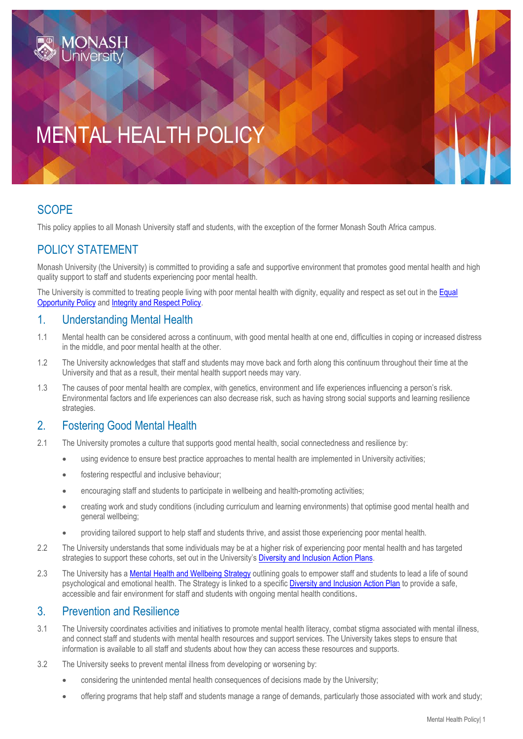Monash University

# MENTAL HEALTH POLICY

## SCOPE

This policy applies to all Monash University staff and students, with the exception of the former Monash South Africa campus.

## POLICY STATEMENT

Monash University (the University) is committed to providing a safe and supportive environment that promotes good mental health and high quality support to staff and students experiencing poor mental health.

The University is committed to treating people living with poor mental health with dignity, equality and respect as set out in the Equal Opportunity Policy and Integrity and Respect Policy.

## 1. Understanding Mental Health

1.1 Mental health can be considered across a continuum, with good mental health at one end, difficulties in coping or increased distress in the middle, and poor mental health at the other.

1.2 The University acknowledges that staff and students may move back and forth along this continuum throughout their time at the University and that as a result, their mental health support needs may vary.

1.3 The causes of poor mental health are complex, with genetics, environment and life experiences influencing a person's risk. Environmental factors and life experiences can also decrease risk, such as having strong social supports and learning resilience strategies.

## 2. Fostering Good Mental Health

2.1 The University promotes a culture that supports good mental health, social connectedness and resilience by:

- using evidence to ensure best practice approaches to mental health are implemented in University activities;
- fostering respectful and inclusive behaviour;
- encouraging staff and students to participate in wellbeing and health-promoting activities;
- creating work and study conditions (including curriculum and learning environments) that optimise good mental health and general wellbeing;
- providing tailored support to help staff and students thrive, and assist those experiencing poor mental health.

2.2 The University understands that some individuals may be at a higher risk of experiencing poor mental health and has targeted strategies to support these cohorts, set out in the University's Diversity and Inclusion Action Plans.

2.3 The University has a Mental Health and Wellbeing Strategy outlining goals to empower staff and students to lead a life of sound psychological and emotional health. The Strategy is linked to a specific Diversity and Inclusion Action Plan to provide a safe, accessible and fair environment for staff and students with ongoing mental health conditions.

## 3. Prevention and Resilience

3.1 The University coordinates activities and initiatives to promote mental health literacy, combat stigma associated with mental illness, and connect staff and students with mental health resources and support services. The University takes steps to ensure that information is available to all staff and students about how they can access these resources and supports.

3.2 The University seeks to prevent mental illness from developing or worsening by:

- considering the unintended mental health consequences of decisions made by the University;
- offering programs that help staff and students manage a range of demands, particularly those associated with work and study;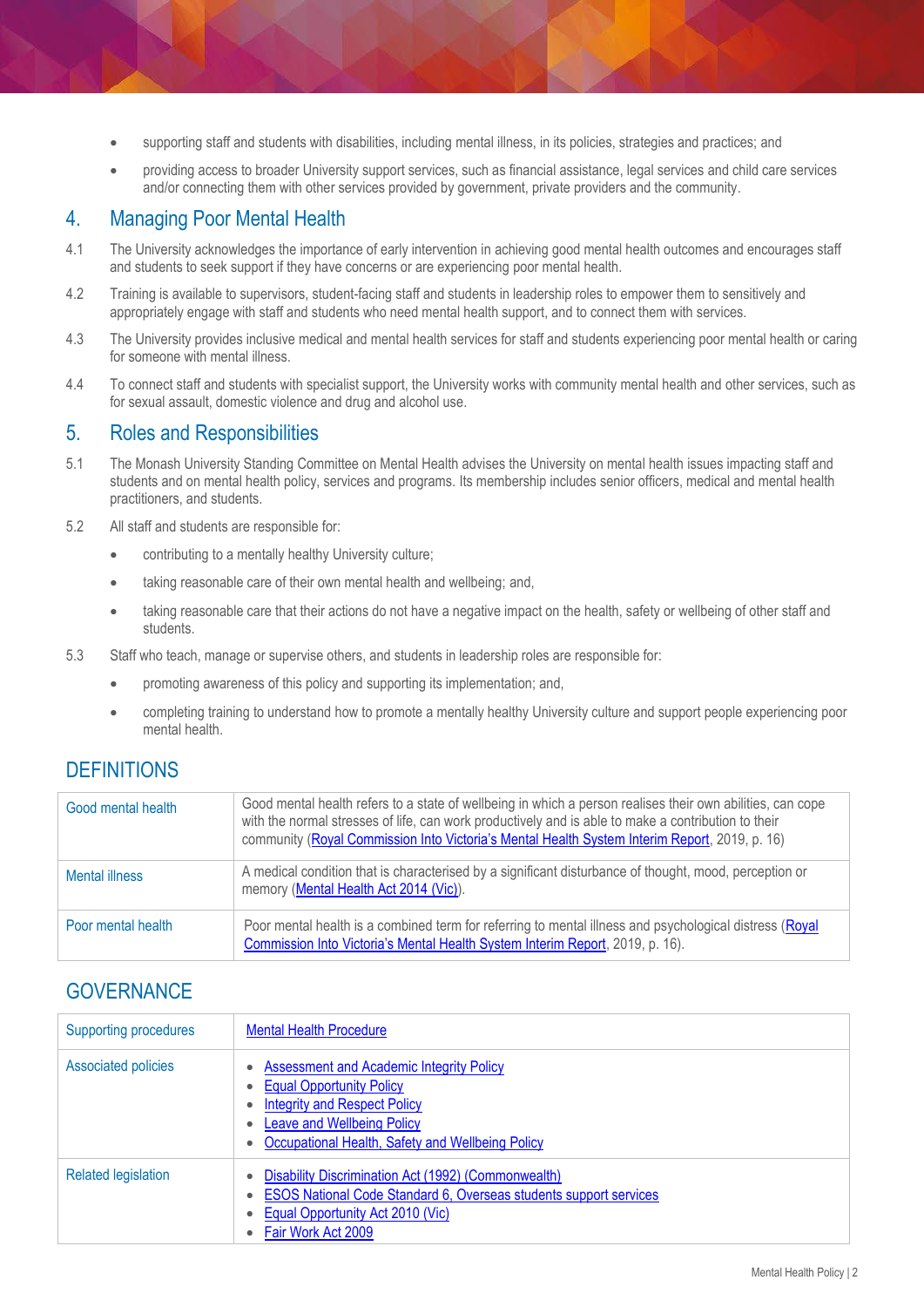- supporting staff and students with disabilities, including mental illness, in its policies, strategies and practices; and
- providing access to broader University support services, such as financial assistance, legal services and child care services and/or connecting them with other services provided by government, private providers and the community.

## 4. Managing Poor Mental Health

4.1 The University acknowledges the importance of early intervention in achieving good mental health outcomes and encourages staff and students to seek support if they have concerns or are experiencing poor mental health.

4.2 Training is available to supervisors, student-facing staff and students in leadership roles to empower them to sensitively and appropriately engage with staff and students who need mental health support, and to connect them with services.

4.3 The University provides inclusive medical and mental health services for staff and students experiencing poor mental health or caring for someone with mental illness.

4.4 To connect staff and students with specialist support, the University works with community mental health and other services, such as for sexual assault, domestic violence and drug and alcohol use.

## 5. Roles and Responsibilities

5.1 The Monash University Standing Committee on Mental Health advises the University on mental health issues impacting staff and students and on mental health policy, services and programs. Its membership includes senior officers, medical and mental health practitioners, and students.

5.2 All staff and students are responsible for:

- contributing to a mentally healthy University culture;
- taking reasonable care of their own mental health and wellbeing; and,
- taking reasonable care that their actions do not have a negative impact on the health, safety or wellbeing of other staff and students.

5.3 Staff who teach, manage or supervise others, and students in leadership roles are responsible for:

- promoting awareness of this policy and supporting its implementation; and,
- completing training to understand how to promote a mentally healthy University culture and support people experiencing poor mental health.

## DEFINITIONS

| | |
|---|---|
| Good mental health | Good mental health refers to a state of wellbeing in which a person realises their own abilities, can cope with the normal stresses of life, can work productively and is able to make a contribution to their community (Royal Commission Into Victoria's Mental Health System Interim Report, 2019, p. 16) |
| Mental illness | A medical condition that is characterised by a significant disturbance of thought, mood, perception or memory (Mental Health Act 2014 (Vic)). |
| Poor mental health | Poor mental health is a combined term for referring to mental illness and psychological distress (Royal Commission Into Victoria's Mental Health System Interim Report, 2019, p. 16). |

## GOVERNANCE

| | |
|---|---|
| Supporting procedures | Mental Health Procedure |
| Associated policies | • Assessment and Academic Integrity Policy<br>• Equal Opportunity Policy<br>• Integrity and Respect Policy<br>• Leave and Wellbeing Policy<br>• Occupational Health, Safety and Wellbeing Policy |
| Related legislation | • Disability Discrimination Act (1992) (Commonwealth)<br>• ESOS National Code Standard 6, Overseas students support services<br>• Equal Opportunity Act 2010 (Vic)<br>• Fair Work Act 2009 |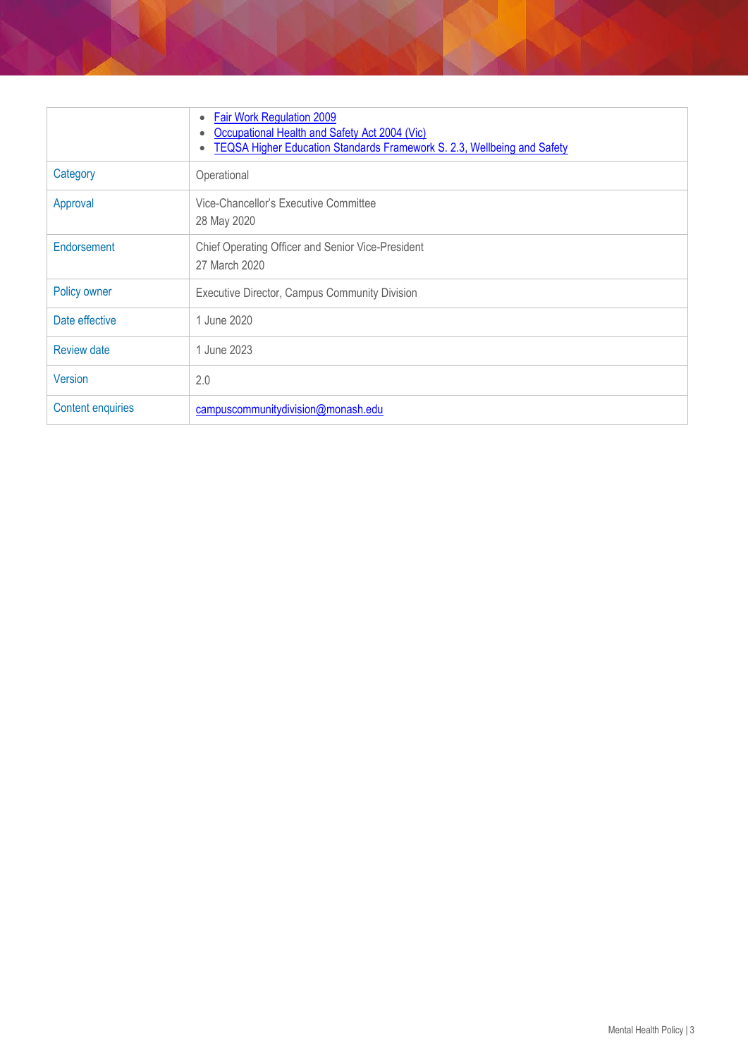| | |
|---|---|
| | • Fair Work Regulation 2009<br>• Occupational Health and Safety Act 2004 (Vic)<br>• TEQSA Higher Education Standards Framework S. 2.3, Wellbeing and Safety |
| Category | Operational |
| Approval | Vice-Chancellor's Executive Committee<br>28 May 2020 |
| Endorsement | Chief Operating Officer and Senior Vice-President<br>27 March 2020 |
| Policy owner | Executive Director, Campus Community Division |
| Date effective | 1 June 2020 |
| Review date | 1 June 2023 |
| Version | 2.0 |
| Content enquiries | campuscommunitydivision@monash.edu |